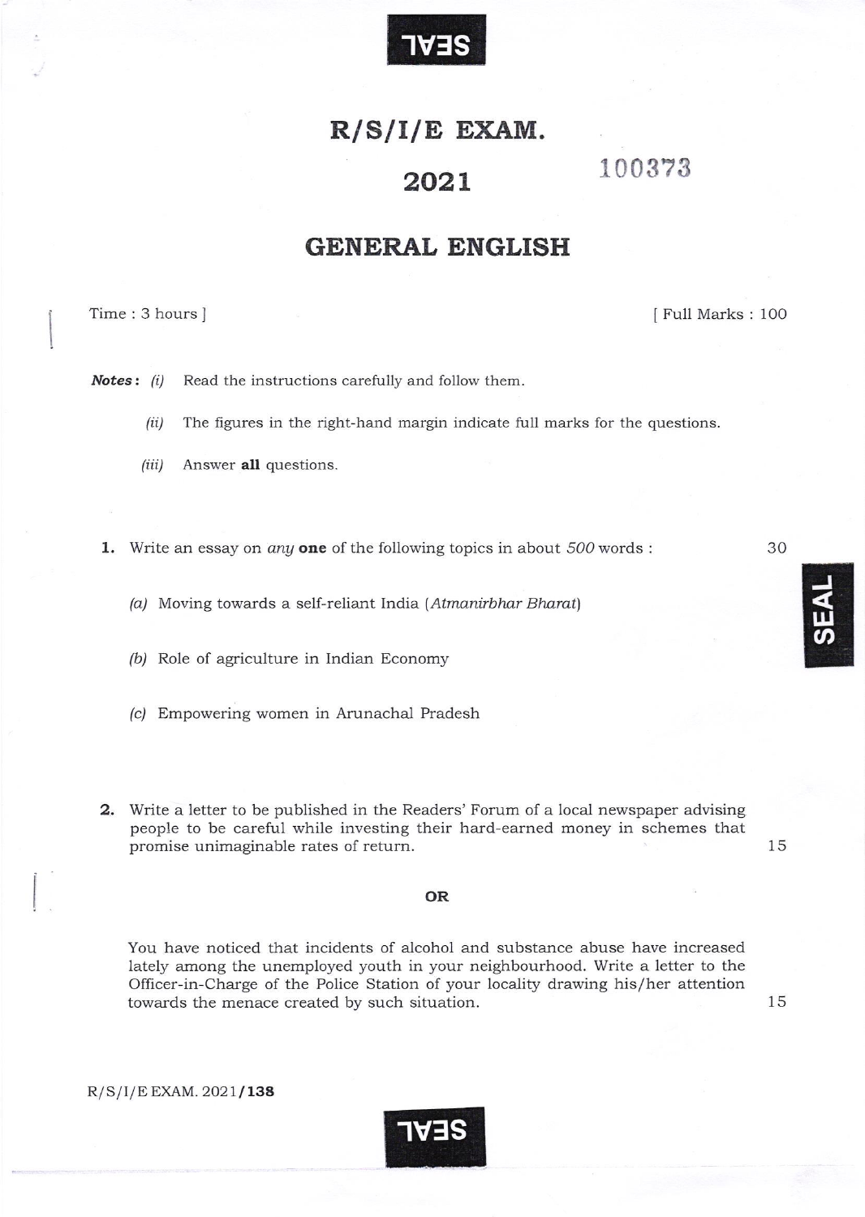# R/S/I/E EXAM.

## 2021

100373

## GENERAL ENGLISH

Time : 3 hours ] [ Full Marks : 100

***Notes*:** *(i)* Read the instructions carefully and follow them.

*(ii)* The figures in the right-hand margin indicate full marks for the questions.

*(iii)* Answer **all** questions.

**1.** Write an essay on *any* **one** of the following topics in about *500* words : 30

*(a)* Moving towards a self-reliant India (*Atmanirbhar Bharat*)

*(b)* Role of agriculture in Indian Economy

*(c)* Empowering women in Arunachal Pradesh

**2.** Write a letter to be published in the Readers' Forum of a local newspaper advising people to be careful while investing their hard-earned money in schemes that promise unimaginable rates of return. 15

**OR**

You have noticed that incidents of alcohol and substance abuse have increased lately among the unemployed youth in your neighbourhood. Write a letter to the Officer-in-Charge of the Police Station of your locality drawing his/her attention towards the menace created by such situation. 15

R/S/I/E EXAM. 2021/**138**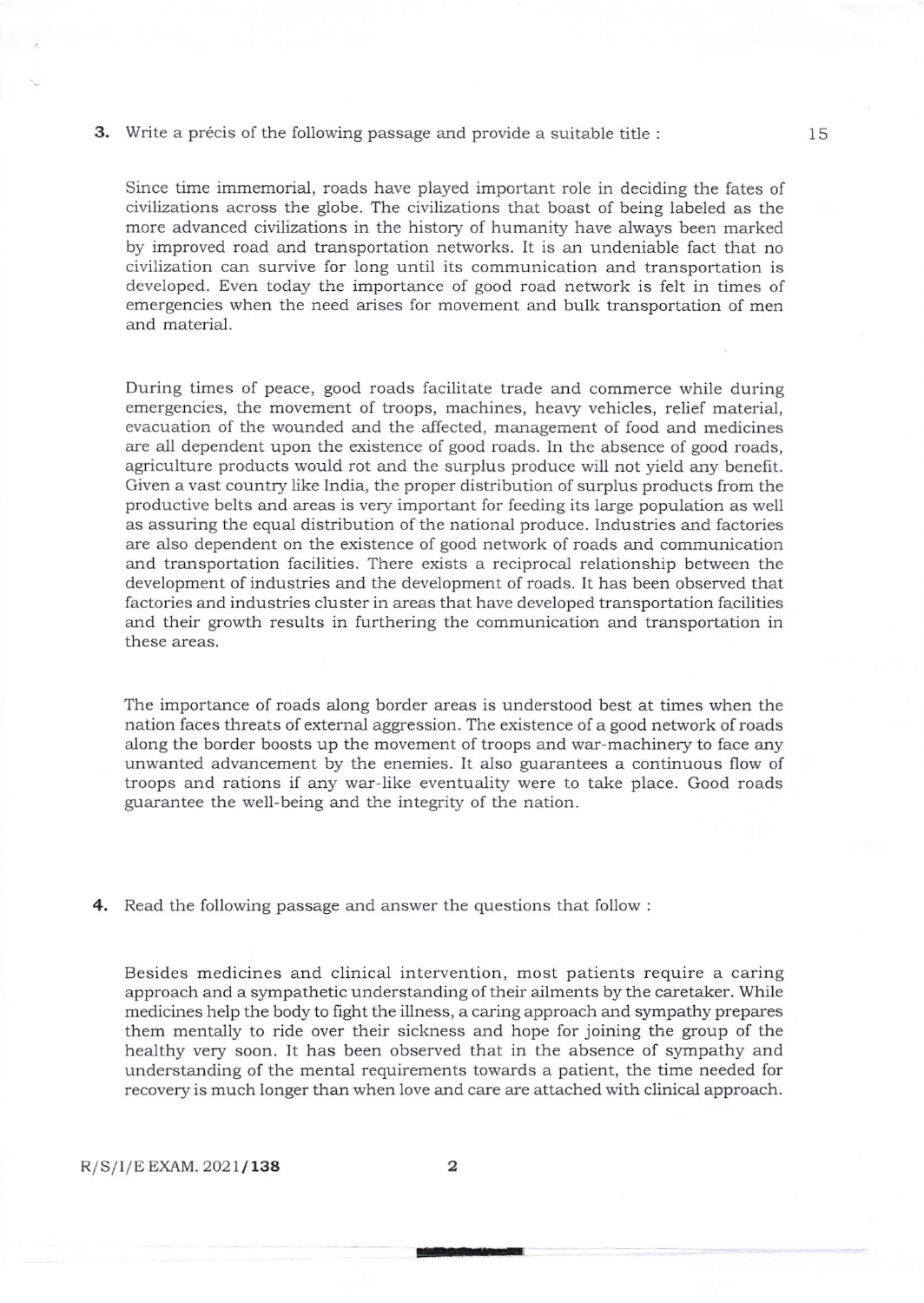3. Write a précis of the following passage and provide a suitable title : 15

Since time immemorial, roads have played important role in deciding the fates of civilizations across the globe. The civilizations that boast of being labeled as the more advanced civilizations in the history of humanity have always been marked by improved road and transportation networks. It is an undeniable fact that no civilization can survive for long until its communication and transportation is developed. Even today the importance of good road network is felt in times of emergencies when the need arises for movement and bulk transportation of men and material.

During times of peace, good roads facilitate trade and commerce while during emergencies, the movement of troops, machines, heavy vehicles, relief material, evacuation of the wounded and the affected, management of food and medicines are all dependent upon the existence of good roads. In the absence of good roads, agriculture products would rot and the surplus produce will not yield any benefit. Given a vast country like India, the proper distribution of surplus products from the productive belts and areas is very important for feeding its large population as well as assuring the equal distribution of the national produce. Industries and factories are also dependent on the existence of good network of roads and communication and transportation facilities. There exists a reciprocal relationship between the development of industries and the development of roads. It has been observed that factories and industries cluster in areas that have developed transportation facilities and their growth results in furthering the communication and transportation in these areas.

The importance of roads along border areas is understood best at times when the nation faces threats of external aggression. The existence of a good network of roads along the border boosts up the movement of troops and war-machinery to face any unwanted advancement by the enemies. It also guarantees a continuous flow of troops and rations if any war-like eventuality were to take place. Good roads guarantee the well-being and the integrity of the nation.

4. Read the following passage and answer the questions that follow :

Besides medicines and clinical intervention, most patients require a caring approach and a sympathetic understanding of their ailments by the caretaker. While medicines help the body to fight the illness, a caring approach and sympathy prepares them mentally to ride over their sickness and hope for joining the group of the healthy very soon. It has been observed that in the absence of sympathy and understanding of the mental requirements towards a patient, the time needed for recovery is much longer than when love and care are attached with clinical approach.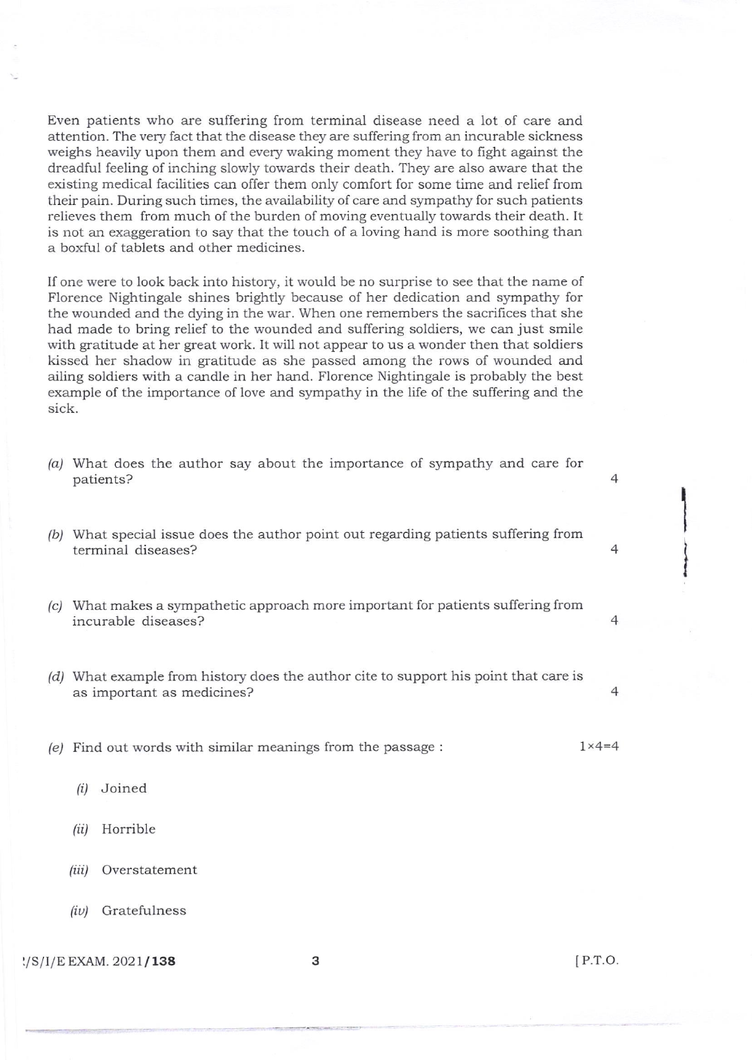Even patients who are suffering from terminal disease need a lot of care and attention. The very fact that the disease they are suffering from an incurable sickness weighs heavily upon them and every waking moment they have to fight against the dreadful feeling of inching slowly towards their death. They are also aware that the existing medical facilities can offer them only comfort for some time and relief from their pain. During such times, the availability of care and sympathy for such patients relieves them from much of the burden of moving eventually towards their death. It is not an exaggeration to say that the touch of a loving hand is more soothing than a boxful of tablets and other medicines.

If one were to look back into history, it would be no surprise to see that the name of Florence Nightingale shines brightly because of her dedication and sympathy for the wounded and the dying in the war. When one remembers the sacrifices that she had made to bring relief to the wounded and suffering soldiers, we can just smile with gratitude at her great work. It will not appear to us a wonder then that soldiers kissed her shadow in gratitude as she passed among the rows of wounded and ailing soldiers with a candle in her hand. Florence Nightingale is probably the best example of the importance of love and sympathy in the life of the suffering and the sick.

*(a)* What does the author say about the importance of sympathy and care for patients? 4

*(b)* What special issue does the author point out regarding patients suffering from terminal diseases? 4

*(c)* What makes a sympathetic approach more important for patients suffering from incurable diseases? 4

*(d)* What example from history does the author cite to support his point that care is as important as medicines? 4

*(e)* Find out words with similar meanings from the passage : 1×4=4

*(i)* Joined

*(ii)* Horrible

*(iii)* Overstatement

*(iv)* Gratefulness